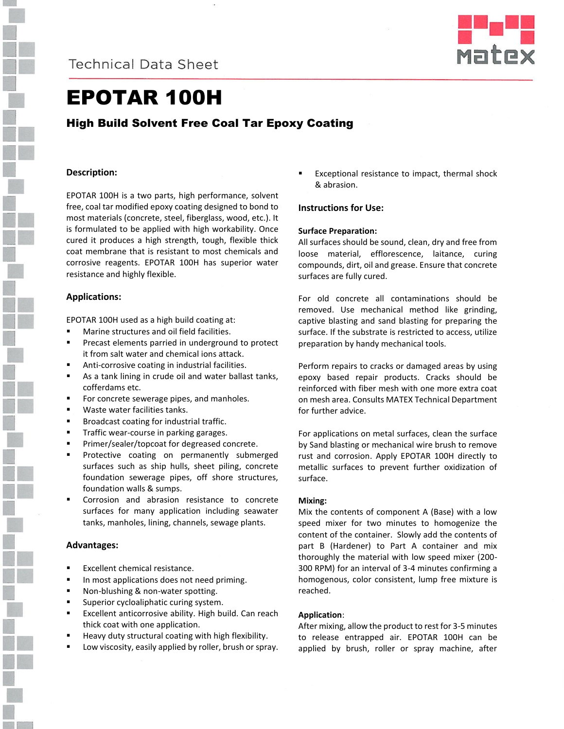Technical Data Sheet

# EPOTAR 100H

## High Build Solvent Free Coal Tar Epoxy Coating

### Description:

EPOTAR 100H is a two parts, high performance, solvent free, coal tar modified epoxy coating designed to bond to most materials (concrete, steel, fiberglass, wood, etc.). It is formulated to be applied with high workability. Once cured it produces a high strength, tough, flexible thick coat membrane that is resistant to most chemicals and corrosive reagents. EPOTAR 100H has superior water resistance and highly flexible.

### Applications:

EPOTAR 100H used as a high build coating at:

- Marine structures and oil field facilities.
- Precast elements parried in underground to protect it from salt water and chemical ions attack.
- Anti-corrosive coating in industrial facilities.
- As a tank lining in crude oil and water ballast tanks, cofferdams etc.
- For concrete sewerage pipes, and manholes.
- Waste water facilities tanks.
- Broadcast coating for industrial traffic.
- Traffic wear-course in parking garages.
- Primer/sealer/topcoat for degreased concrete.
- Protective coating on permanently submerged surfaces such as ship hulls, sheet piling, concrete foundation sewerage pipes, off shore structures, foundation walls & sumps.
- Corrosion and abrasion resistance to concrete surfaces for many application including seawater tanks, manholes, lining, channels, sewage plants.

### Advantages:

- Excellent chemical resistance.
- In most applications does not need priming.
- Non-blushing & non-water spotting.
- Superior cycloaliphatic curing system.
- Excellent anticorrosive ability. High build. Can reach thick coat with one application.
- Heavy duty structural coating with high flexibility.
- Low viscosity, easily applied by roller, brush or spray.
- Exceptional resistance to impact, thermal shock & abrasion.

### Instructions for Use:

**Surface Preparation:**

All surfaces should be sound, clean, dry and free from loose material, efflorescence, laitance, curing compounds, dirt, oil and grease. Ensure that concrete surfaces are fully cured.

For old concrete all contaminations should be removed. Use mechanical method like grinding, captive blasting and sand blasting for preparing the surface. If the substrate is restricted to access, utilize preparation by handy mechanical tools.

Perform repairs to cracks or damaged areas by using epoxy based repair products. Cracks should be reinforced with fiber mesh with one more extra coat on mesh area. Consults MATEX Technical Department for further advice.

For applications on metal surfaces, clean the surface by Sand blasting or mechanical wire brush to remove rust and corrosion. Apply EPOTAR 100H directly to metallic surfaces to prevent further oxidization of surface.

**Mixing:**

Mix the contents of component A (Base) with a low speed mixer for two minutes to homogenize the content of the container. Slowly add the contents of part B (Hardener) to Part A container and mix thoroughly the material with low speed mixer (200-300 RPM) for an interval of 3-4 minutes confirming a homogenous, color consistent, lump free mixture is reached.

**Application**:

After mixing, allow the product to rest for 3-5 minutes to release entrapped air. EPOTAR 100H can be applied by brush, roller or spray machine, after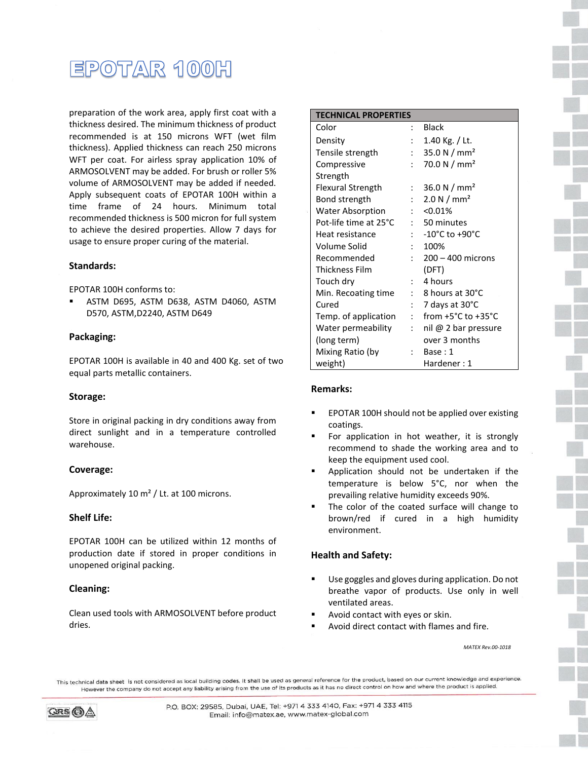# EPOTAR 100H

preparation of the work area, apply first coat with a thickness desired. The minimum thickness of product recommended is at 150 microns WFT (wet film thickness). Applied thickness can reach 250 microns WFT per coat. For airless spray application 10% of ARMOSOLVENT may be added. For brush or roller 5% volume of ARMOSOLVENT may be added if needed. Apply subsequent coats of EPOTAR 100H within a time frame of 24 hours. Minimum total recommended thickness is 500 micron for full system to achieve the desired properties. Allow 7 days for usage to ensure proper curing of the material.

## Standards:

EPOTAR 100H conforms to:

- ASTM D695, ASTM D638, ASTM D4060, ASTM D570, ASTM,D2240, ASTM D649

## Packaging:

EPOTAR 100H is available in 40 and 400 Kg. set of two equal parts metallic containers.

## Storage:

Store in original packing in dry conditions away from direct sunlight and in a temperature controlled warehouse.

## Coverage:

Approximately 10 m² / Lt. at 100 microns.

## Shelf Life:

EPOTAR 100H can be utilized within 12 months of production date if stored in proper conditions in unopened original packing.

## Cleaning:

Clean used tools with ARMOSOLVENT before product dries.

| TECHNICAL PROPERTIES | | |
|---|---|---|
| Color | : | Black |
| Density | : | 1.40 Kg. / Lt. |
| Tensile strength | : | 35.0 N / mm² |
| Compressive Strength | : | 70.0 N / mm² |
| Flexural Strength | : | 36.0 N / mm² |
| Bond strength | : | 2.0 N / mm² |
| Water Absorption | : | <0.01% |
| Pot-life time at 25°C | : | 50 minutes |
| Heat resistance | : | -10°C to +90°C |
| Volume Solid | : | 100% |
| Recommended Thickness Film | : | 200 – 400 microns (DFT) |
| Touch dry | : | 4 hours |
| Min. Recoating time | : | 8 hours at 30°C |
| Cured | : | 7 days at 30°C |
| Temp. of application | : | from +5°C to +35°C |
| Water permeability (long term) | : | nil @ 2 bar pressure over 3 months |
| Mixing Ratio (by weight) | : | Base : 1 Hardener : 1 |

## Remarks:

- EPOTAR 100H should not be applied over existing coatings.
- For application in hot weather, it is strongly recommend to shade the working area and to keep the equipment used cool.
- Application should not be undertaken if the temperature is below 5°C, nor when the prevailing relative humidity exceeds 90%.
- The color of the coated surface will change to brown/red if cured in a high humidity environment.

## Health and Safety:

- Use goggles and gloves during application. Do not breathe vapor of products. Use only in well ventilated areas.
- Avoid contact with eyes or skin.
- Avoid direct contact with flames and fire.

*MATEX Rev.00-1018*

This technical data sheet is not considered as local building codes. It shall be used as general reference for the product, based on our current knowledge and experience. However the company do not accept any liability arising from the use of its products as it has no direct control on how and where the product is applied.

P.O. BOX: 29585, Dubai, UAE, Tel: +971 4 333 4140, Fax: +971 4 333 4115
Email: info@matex.ae, www.matex-global.com